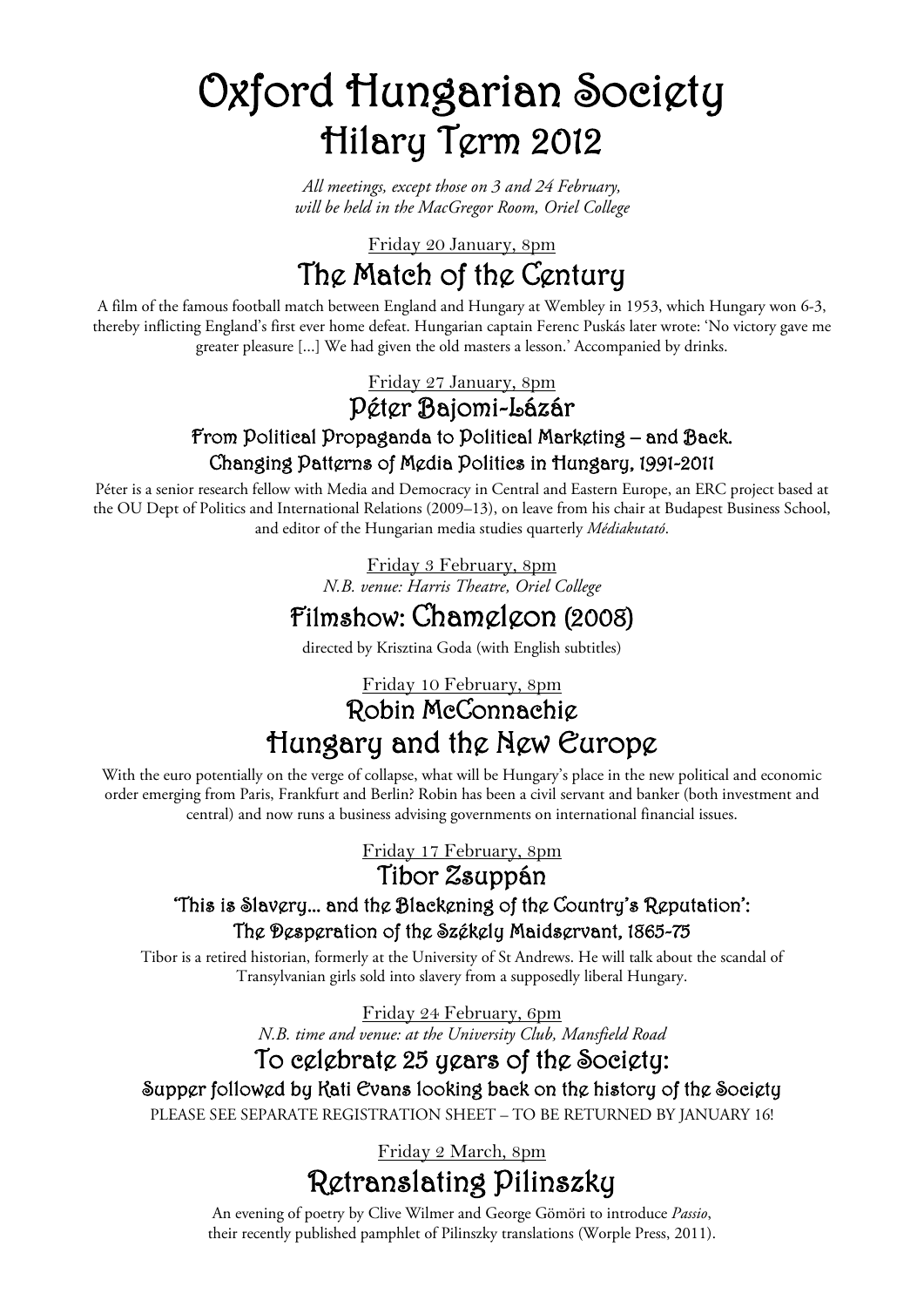# Oxford Hungarian Society
## Hilary Term 2012

*All meetings, except those on 3 and 24 February, will be held in the MacGregor Room, Oriel College*

Friday 20 January, 8pm

## The Match of the Century

A film of the famous football match between England and Hungary at Wembley in 1953, which Hungary won 6-3, thereby inflicting England's first ever home defeat. Hungarian captain Ferenc Puskás later wrote: 'No victory gave me greater pleasure [...] We had given the old masters a lesson.' Accompanied by drinks.

Friday 27 January, 8pm

## Péter Bajomi-Lázár

### From Political Propaganda to Political Marketing – and Back. Changing Patterns of Media Politics in Hungary, 1991-2011

Péter is a senior research fellow with Media and Democracy in Central and Eastern Europe, an ERC project based at the OU Dept of Politics and International Relations (2009–13), on leave from his chair at Budapest Business School, and editor of the Hungarian media studies quarterly *Médiakutató*.

Friday 3 February, 8pm

*N.B. venue: Harris Theatre, Oriel College*

## Filmshow: Chameleon (2008)

directed by Krisztina Goda (with English subtitles)

Friday 10 February, 8pm

## Robin McConnachie
## Hungary and the New Europe

With the euro potentially on the verge of collapse, what will be Hungary's place in the new political and economic order emerging from Paris, Frankfurt and Berlin? Robin has been a civil servant and banker (both investment and central) and now runs a business advising governments on international financial issues.

Friday 17 February, 8pm

## Tibor Zsuppán

### 'This is Slavery... and the Blackening of the Country's Reputation': The Desperation of the Székely Maidservant, 1865-75

Tibor is a retired historian, formerly at the University of St Andrews. He will talk about the scandal of Transylvanian girls sold into slavery from a supposedly liberal Hungary.

Friday 24 February, 6pm

*N.B. time and venue: at the University Club, Mansfield Road*

## To celebrate 25 years of the Society:

### Supper followed by Kati Evans looking back on the history of the Society

PLEASE SEE SEPARATE REGISTRATION SHEET – TO BE RETURNED BY JANUARY 16!

Friday 2 March, 8pm

## Retranslating Pilinszky

An evening of poetry by Clive Wilmer and George Gömöri to introduce *Passio*, their recently published pamphlet of Pilinszky translations (Worple Press, 2011).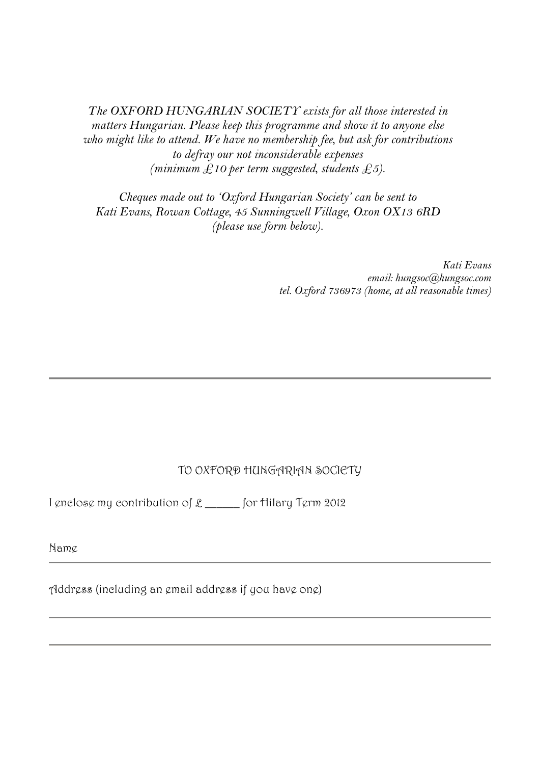*The OXFORD HUNGARIAN SOCIETY exists for all those interested in matters Hungarian. Please keep this programme and show it to anyone else who might like to attend. We have no membership fee, but ask for contributions to defray our not inconsiderable expenses (minimum £10 per term suggested, students £5).*

*Cheques made out to 'Oxford Hungarian Society' can be sent to Kati Evans, Rowan Cottage, 45 Sunningwell Village, Oxon OX13 6RD (please use form below).*

*Kati Evans*
*email: hungsoc@hungsoc.com*
*tel. Oxford 736973 (home, at all reasonable times)*

---

TO OXFORD HUNGARIAN SOCIETY

I enclose my contribution of £ ______ for Hilary Term 2012

Name

---

Address (including an email address if you have one)

---

---